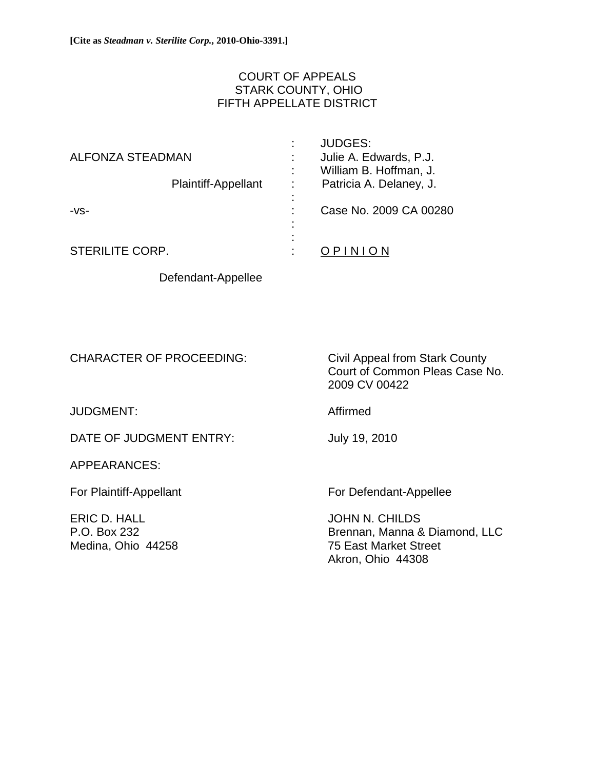**[Cite as *Steadman v. Sterilite Corp.*, 2010-Ohio-3391.]**

COURT OF APPEALS
STARK COUNTY, OHIO
FIFTH APPELLATE DISTRICT

| | | |
|---|---|---|
| ALFONZA STEADMAN | : | JUDGES: |
| | : | Julie A. Edwards, P.J. |
| Plaintiff-Appellant | : | William B. Hoffman, J. |
| | : | Patricia A. Delaney, J. |
| -vs- | : | Case No. 2009 CA 00280 |
| STERILITE CORP. | : | O P I N I O N |
| Defendant-Appellee | | |

| | |
|---|---|
| CHARACTER OF PROCEEDING: | Civil Appeal from Stark County Court of Common Pleas Case No. 2009 CV 00422 |
| JUDGMENT: | Affirmed |
| DATE OF JUDGMENT ENTRY: | July 19, 2010 |

APPEARANCES:

| For Plaintiff-Appellant | For Defendant-Appellee |
|---|---|
| ERIC D. HALL | JOHN N. CHILDS |
| P.O. Box 232 | Brennan, Manna & Diamond, LLC |
| Medina, Ohio 44258 | 75 East Market Street |
| | Akron, Ohio 44308 |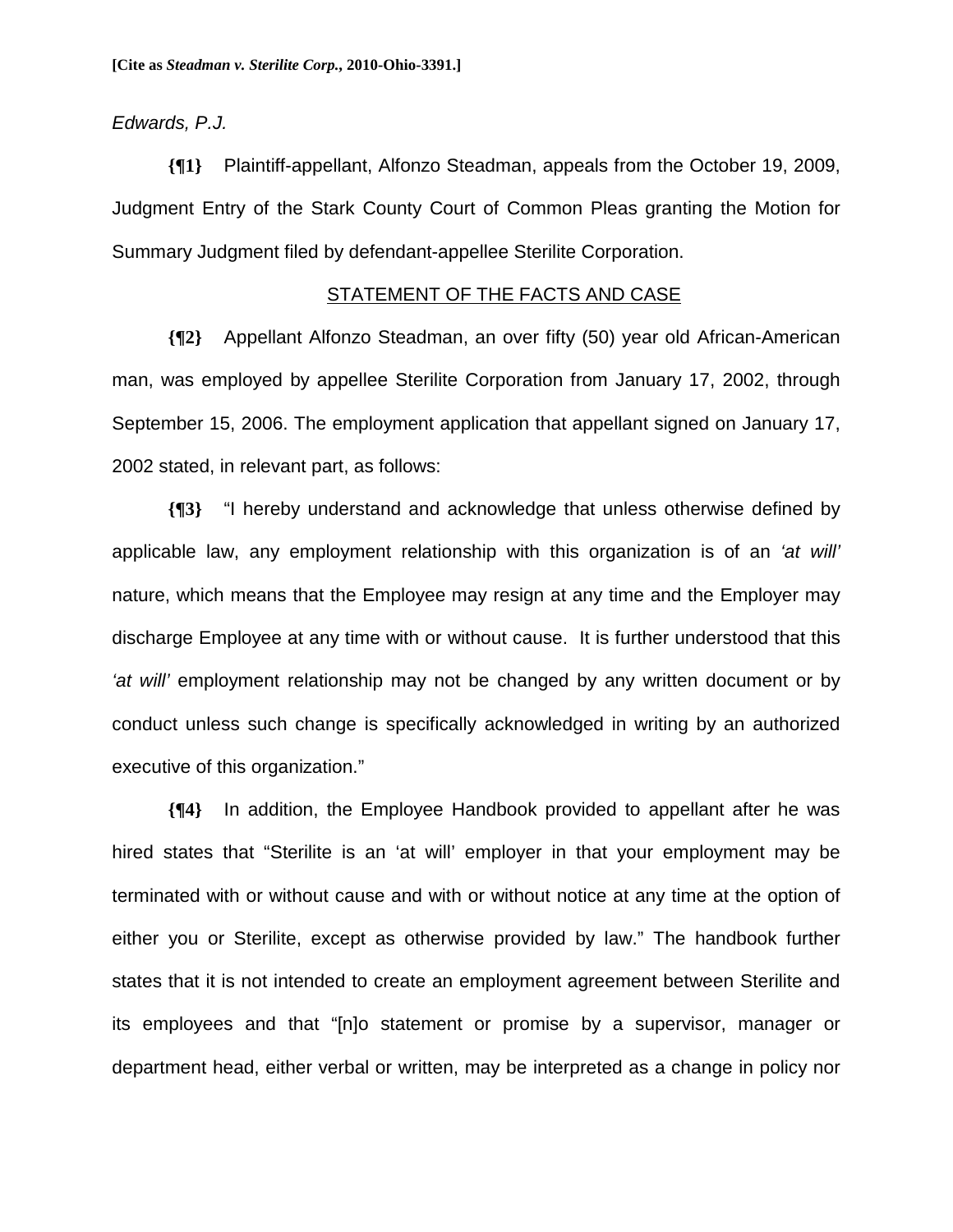**[Cite as *Steadman v. Sterilite Corp.*, 2010-Ohio-3391.]**

*Edwards, P.J.*

**{¶1}** Plaintiff-appellant, Alfonzo Steadman, appeals from the October 19, 2009, Judgment Entry of the Stark County Court of Common Pleas granting the Motion for Summary Judgment filed by defendant-appellee Sterilite Corporation.

STATEMENT OF THE FACTS AND CASE

**{¶2}** Appellant Alfonzo Steadman, an over fifty (50) year old African-American man, was employed by appellee Sterilite Corporation from January 17, 2002, through September 15, 2006. The employment application that appellant signed on January 17, 2002 stated, in relevant part, as follows:

**{¶3}** "I hereby understand and acknowledge that unless otherwise defined by applicable law, any employment relationship with this organization is of an *'at will'* nature, which means that the Employee may resign at any time and the Employer may discharge Employee at any time with or without cause. It is further understood that this *'at will'* employment relationship may not be changed by any written document or by conduct unless such change is specifically acknowledged in writing by an authorized executive of this organization."

**{¶4}** In addition, the Employee Handbook provided to appellant after he was hired states that "Sterilite is an 'at will' employer in that your employment may be terminated with or without cause and with or without notice at any time at the option of either you or Sterilite, except as otherwise provided by law." The handbook further states that it is not intended to create an employment agreement between Sterilite and its employees and that "[n]o statement or promise by a supervisor, manager or department head, either verbal or written, may be interpreted as a change in policy nor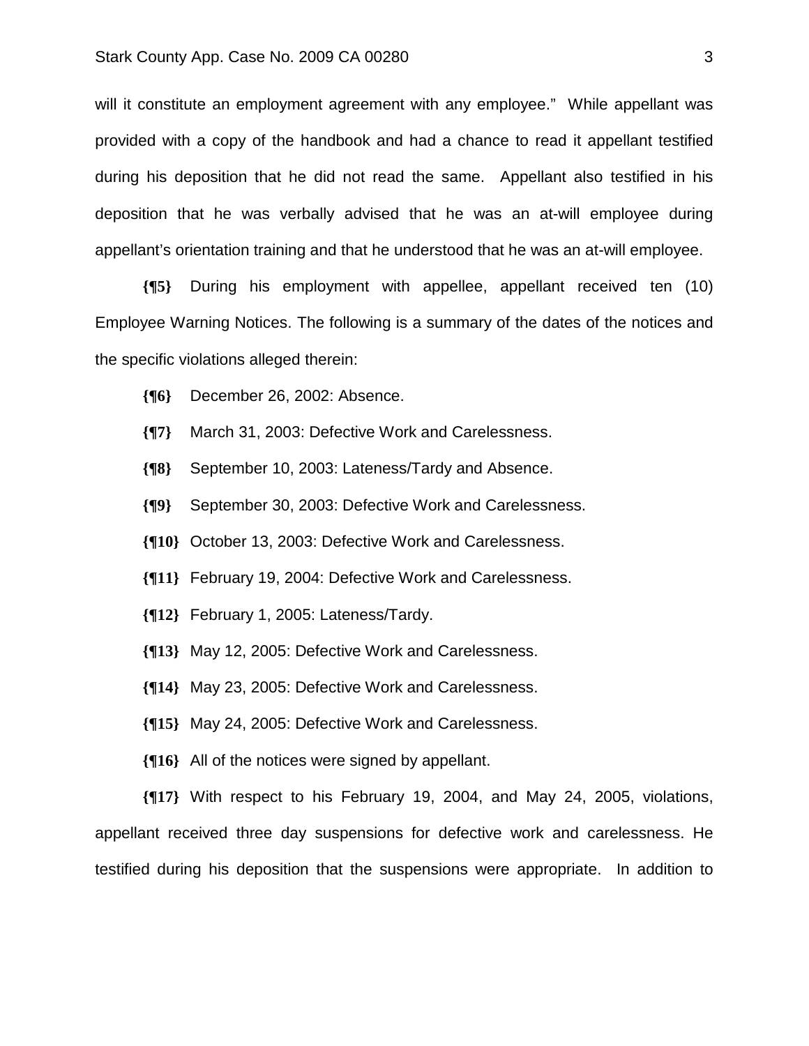will it constitute an employment agreement with any employee." While appellant was provided with a copy of the handbook and had a chance to read it appellant testified during his deposition that he did not read the same. Appellant also testified in his deposition that he was verbally advised that he was an at-will employee during appellant's orientation training and that he understood that he was an at-will employee.

**{¶5}** During his employment with appellee, appellant received ten (10) Employee Warning Notices. The following is a summary of the dates of the notices and the specific violations alleged therein:

**{¶6}** December 26, 2002: Absence.

**{¶7}** March 31, 2003: Defective Work and Carelessness.

**{¶8}** September 10, 2003: Lateness/Tardy and Absence.

**{¶9}** September 30, 2003: Defective Work and Carelessness.

**{¶10}** October 13, 2003: Defective Work and Carelessness.

**{¶11}** February 19, 2004: Defective Work and Carelessness.

**{¶12}** February 1, 2005: Lateness/Tardy.

**{¶13}** May 12, 2005: Defective Work and Carelessness.

**{¶14}** May 23, 2005: Defective Work and Carelessness.

**{¶15}** May 24, 2005: Defective Work and Carelessness.

**{¶16}** All of the notices were signed by appellant.

**{¶17}** With respect to his February 19, 2004, and May 24, 2005, violations, appellant received three day suspensions for defective work and carelessness. He testified during his deposition that the suspensions were appropriate. In addition to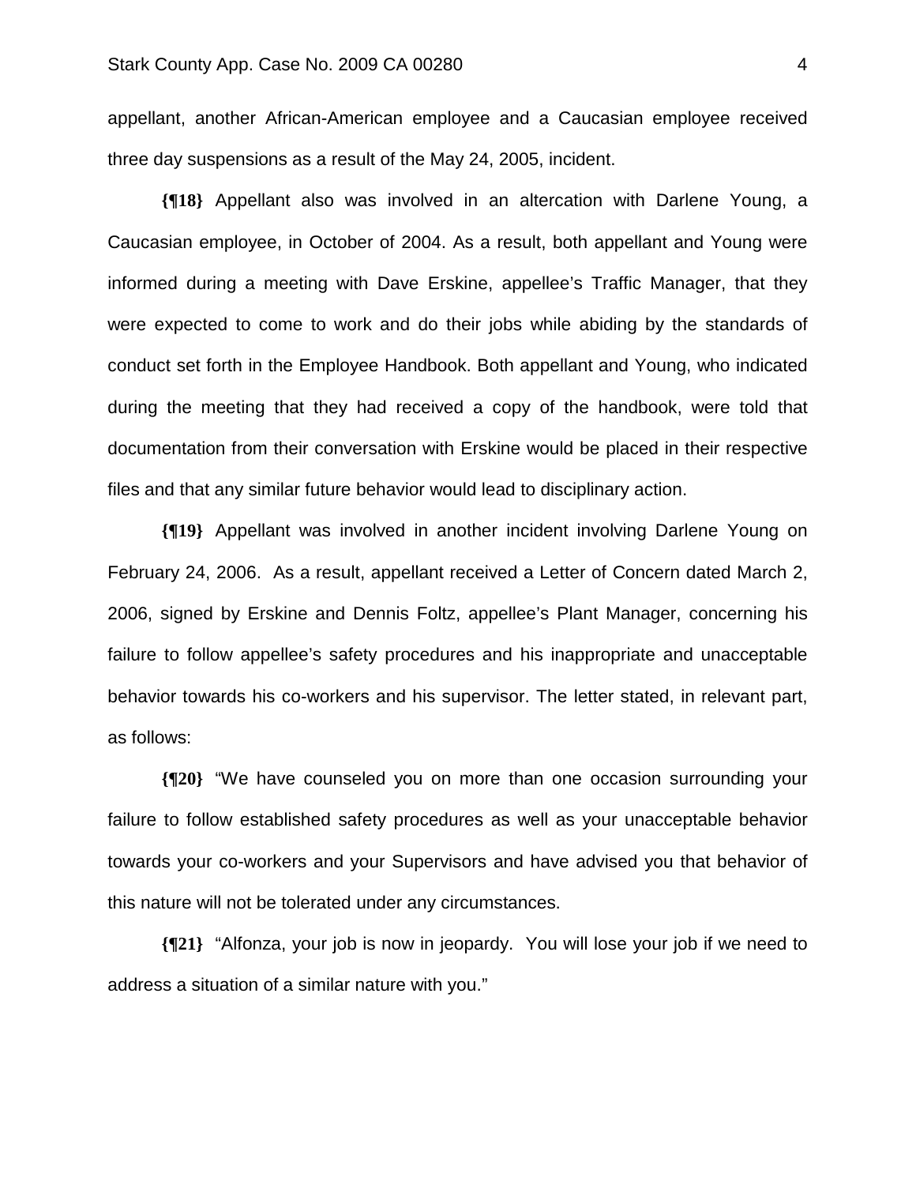appellant, another African-American employee and a Caucasian employee received three day suspensions as a result of the May 24, 2005, incident.

**{¶18}** Appellant also was involved in an altercation with Darlene Young, a Caucasian employee, in October of 2004. As a result, both appellant and Young were informed during a meeting with Dave Erskine, appellee's Traffic Manager, that they were expected to come to work and do their jobs while abiding by the standards of conduct set forth in the Employee Handbook. Both appellant and Young, who indicated during the meeting that they had received a copy of the handbook, were told that documentation from their conversation with Erskine would be placed in their respective files and that any similar future behavior would lead to disciplinary action.

**{¶19}** Appellant was involved in another incident involving Darlene Young on February 24, 2006. As a result, appellant received a Letter of Concern dated March 2, 2006, signed by Erskine and Dennis Foltz, appellee's Plant Manager, concerning his failure to follow appellee's safety procedures and his inappropriate and unacceptable behavior towards his co-workers and his supervisor. The letter stated, in relevant part, as follows:

**{¶20}** "We have counseled you on more than one occasion surrounding your failure to follow established safety procedures as well as your unacceptable behavior towards your co-workers and your Supervisors and have advised you that behavior of this nature will not be tolerated under any circumstances.

**{¶21}** "Alfonza, your job is now in jeopardy. You will lose your job if we need to address a situation of a similar nature with you."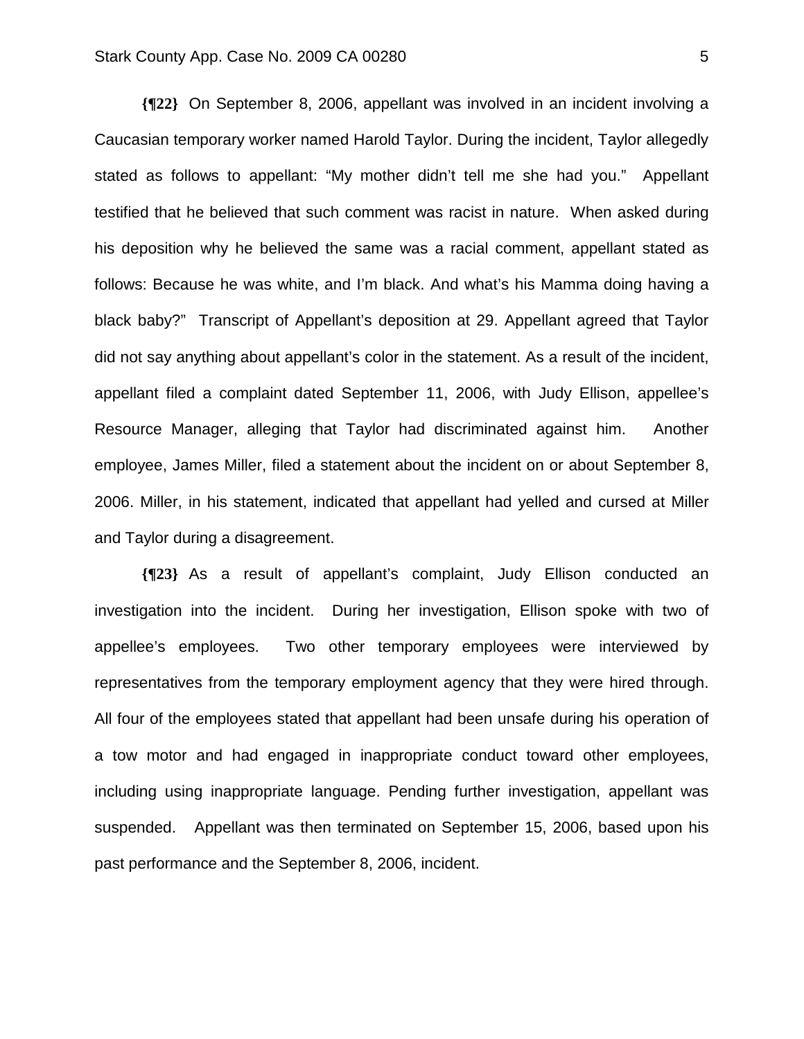**{¶22}** On September 8, 2006, appellant was involved in an incident involving a Caucasian temporary worker named Harold Taylor. During the incident, Taylor allegedly stated as follows to appellant: "My mother didn't tell me she had you." Appellant testified that he believed that such comment was racist in nature. When asked during his deposition why he believed the same was a racial comment, appellant stated as follows: Because he was white, and I'm black. And what's his Mamma doing having a black baby?" Transcript of Appellant's deposition at 29. Appellant agreed that Taylor did not say anything about appellant's color in the statement. As a result of the incident, appellant filed a complaint dated September 11, 2006, with Judy Ellison, appellee's Resource Manager, alleging that Taylor had discriminated against him. Another employee, James Miller, filed a statement about the incident on or about September 8, 2006. Miller, in his statement, indicated that appellant had yelled and cursed at Miller and Taylor during a disagreement.

**{¶23}** As a result of appellant's complaint, Judy Ellison conducted an investigation into the incident. During her investigation, Ellison spoke with two of appellee's employees. Two other temporary employees were interviewed by representatives from the temporary employment agency that they were hired through. All four of the employees stated that appellant had been unsafe during his operation of a tow motor and had engaged in inappropriate conduct toward other employees, including using inappropriate language. Pending further investigation, appellant was suspended. Appellant was then terminated on September 15, 2006, based upon his past performance and the September 8, 2006, incident.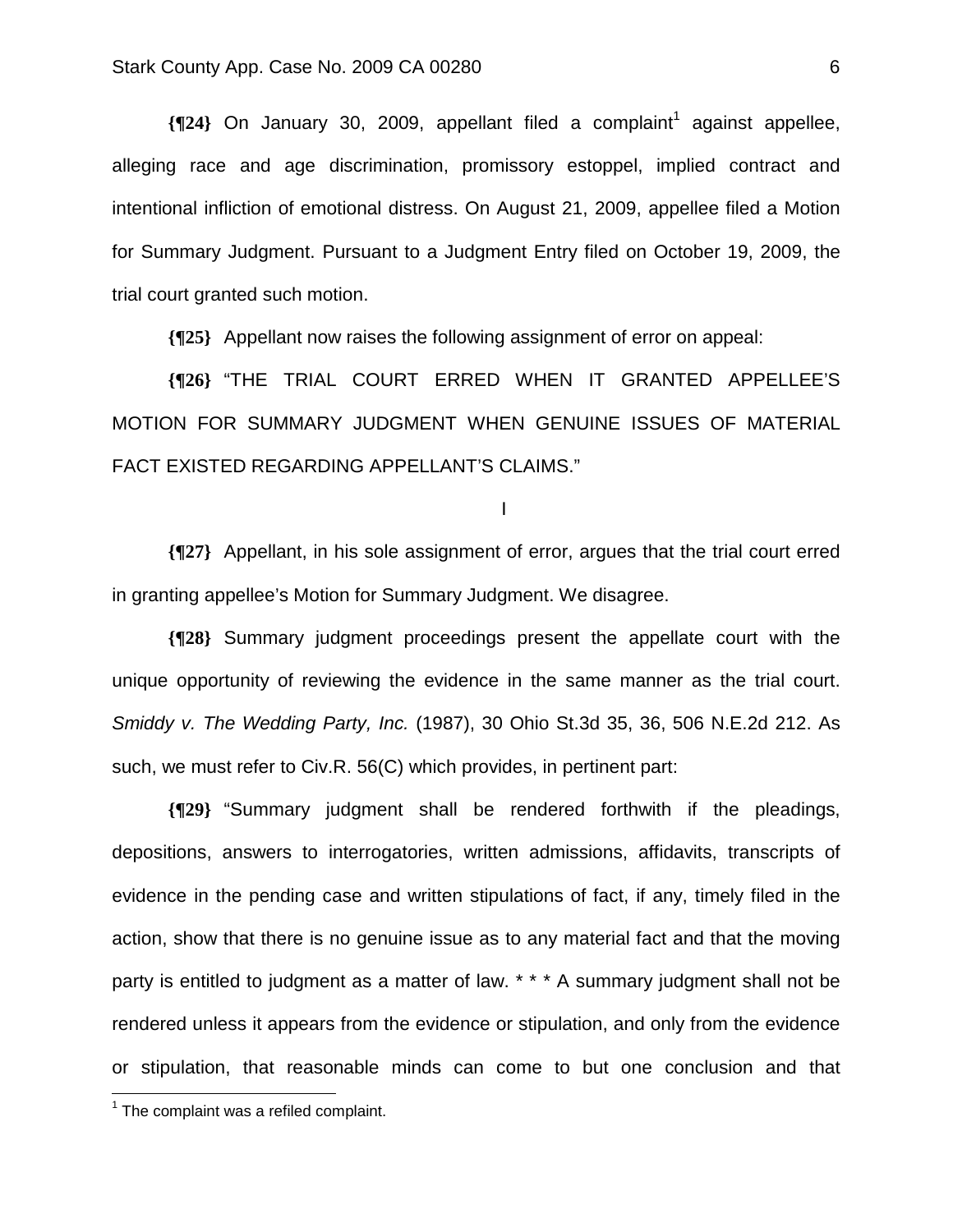**{¶24}** On January 30, 2009, appellant filed a complaint[1] against appellee, alleging race and age discrimination, promissory estoppel, implied contract and intentional infliction of emotional distress. On August 21, 2009, appellee filed a Motion for Summary Judgment. Pursuant to a Judgment Entry filed on October 19, 2009, the trial court granted such motion.

**{¶25}** Appellant now raises the following assignment of error on appeal:

**{¶26}** "THE TRIAL COURT ERRED WHEN IT GRANTED APPELLEE'S MOTION FOR SUMMARY JUDGMENT WHEN GENUINE ISSUES OF MATERIAL FACT EXISTED REGARDING APPELLANT'S CLAIMS."

I

**{¶27}** Appellant, in his sole assignment of error, argues that the trial court erred in granting appellee's Motion for Summary Judgment. We disagree.

**{¶28}** Summary judgment proceedings present the appellate court with the unique opportunity of reviewing the evidence in the same manner as the trial court. *Smiddy v. The Wedding Party, Inc.* (1987), 30 Ohio St.3d 35, 36, 506 N.E.2d 212. As such, we must refer to Civ.R. 56(C) which provides, in pertinent part:

**{¶29}** "Summary judgment shall be rendered forthwith if the pleadings, depositions, answers to interrogatories, written admissions, affidavits, transcripts of evidence in the pending case and written stipulations of fact, if any, timely filed in the action, show that there is no genuine issue as to any material fact and that the moving party is entitled to judgment as a matter of law. * * * A summary judgment shall not be rendered unless it appears from the evidence or stipulation, and only from the evidence or stipulation, that reasonable minds can come to but one conclusion and that

---

[1] The complaint was a refiled complaint.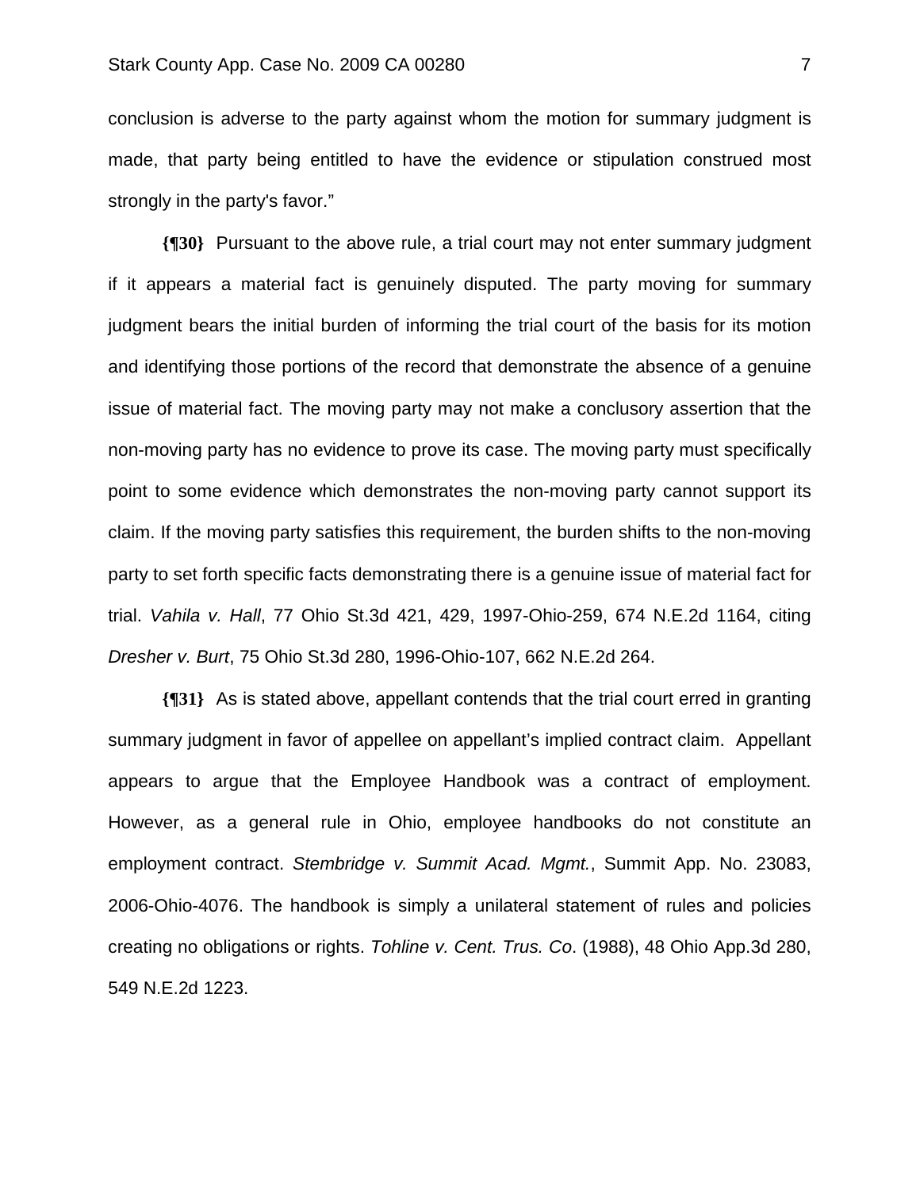conclusion is adverse to the party against whom the motion for summary judgment is made, that party being entitled to have the evidence or stipulation construed most strongly in the party's favor."

**{¶30}** Pursuant to the above rule, a trial court may not enter summary judgment if it appears a material fact is genuinely disputed. The party moving for summary judgment bears the initial burden of informing the trial court of the basis for its motion and identifying those portions of the record that demonstrate the absence of a genuine issue of material fact. The moving party may not make a conclusory assertion that the non-moving party has no evidence to prove its case. The moving party must specifically point to some evidence which demonstrates the non-moving party cannot support its claim. If the moving party satisfies this requirement, the burden shifts to the non-moving party to set forth specific facts demonstrating there is a genuine issue of material fact for trial. *Vahila v. Hall*, 77 Ohio St.3d 421, 429, 1997-Ohio-259, 674 N.E.2d 1164, citing *Dresher v. Burt*, 75 Ohio St.3d 280, 1996-Ohio-107, 662 N.E.2d 264.

**{¶31}** As is stated above, appellant contends that the trial court erred in granting summary judgment in favor of appellee on appellant's implied contract claim. Appellant appears to argue that the Employee Handbook was a contract of employment. However, as a general rule in Ohio, employee handbooks do not constitute an employment contract. *Stembridge v. Summit Acad. Mgmt.*, Summit App. No. 23083, 2006-Ohio-4076. The handbook is simply a unilateral statement of rules and policies creating no obligations or rights. *Tohline v. Cent. Trus. Co*. (1988), 48 Ohio App.3d 280, 549 N.E.2d 1223.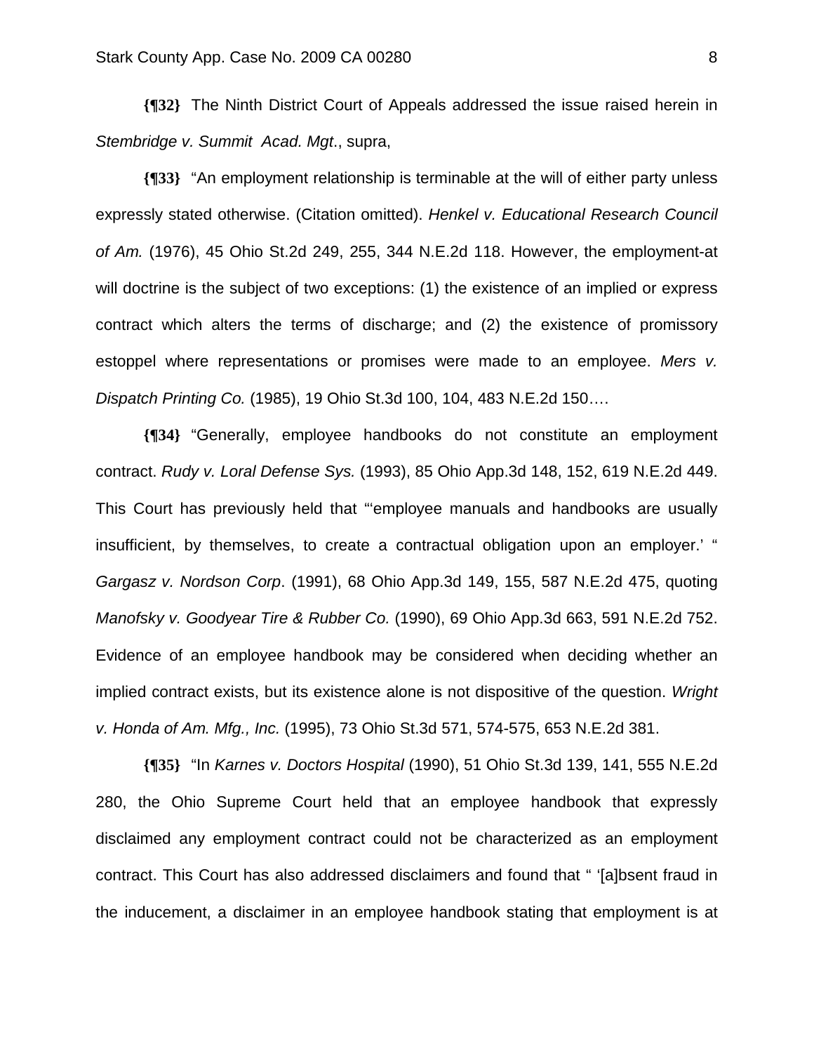**{¶32}** The Ninth District Court of Appeals addressed the issue raised herein in *Stembridge v. Summit Acad. Mgt*., supra,

**{¶33}** "An employment relationship is terminable at the will of either party unless expressly stated otherwise. (Citation omitted). *Henkel v. Educational Research Council of Am.* (1976), 45 Ohio St.2d 249, 255, 344 N.E.2d 118. However, the employment-at will doctrine is the subject of two exceptions: (1) the existence of an implied or express contract which alters the terms of discharge; and (2) the existence of promissory estoppel where representations or promises were made to an employee. *Mers v. Dispatch Printing Co.* (1985), 19 Ohio St.3d 100, 104, 483 N.E.2d 150….

**{¶34}** "Generally, employee handbooks do not constitute an employment contract. *Rudy v. Loral Defense Sys.* (1993), 85 Ohio App.3d 148, 152, 619 N.E.2d 449. This Court has previously held that "'employee manuals and handbooks are usually insufficient, by themselves, to create a contractual obligation upon an employer.' " *Gargasz v. Nordson Corp*. (1991), 68 Ohio App.3d 149, 155, 587 N.E.2d 475, quoting *Manofsky v. Goodyear Tire & Rubber Co.* (1990), 69 Ohio App.3d 663, 591 N.E.2d 752. Evidence of an employee handbook may be considered when deciding whether an implied contract exists, but its existence alone is not dispositive of the question. *Wright v. Honda of Am. Mfg., Inc.* (1995), 73 Ohio St.3d 571, 574-575, 653 N.E.2d 381.

**{¶35}** "In *Karnes v. Doctors Hospital* (1990), 51 Ohio St.3d 139, 141, 555 N.E.2d 280, the Ohio Supreme Court held that an employee handbook that expressly disclaimed any employment contract could not be characterized as an employment contract. This Court has also addressed disclaimers and found that " '[a]bsent fraud in the inducement, a disclaimer in an employee handbook stating that employment is at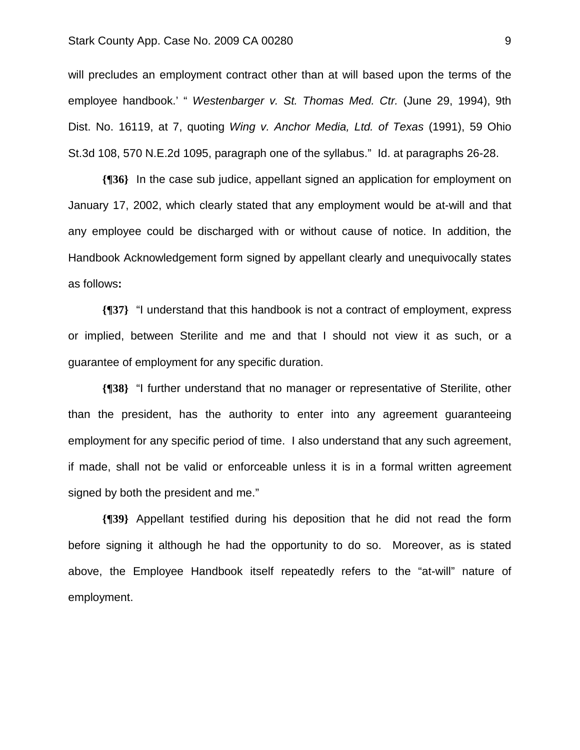will precludes an employment contract other than at will based upon the terms of the employee handbook.' " *Westenbarger v. St. Thomas Med. Ctr.* (June 29, 1994), 9th Dist. No. 16119, at 7, quoting *Wing v. Anchor Media, Ltd. of Texas* (1991), 59 Ohio St.3d 108, 570 N.E.2d 1095, paragraph one of the syllabus." Id. at paragraphs 26-28.

**{¶36}** In the case sub judice, appellant signed an application for employment on January 17, 2002, which clearly stated that any employment would be at-will and that any employee could be discharged with or without cause of notice. In addition, the Handbook Acknowledgement form signed by appellant clearly and unequivocally states as follows**:**

**{¶37}** "I understand that this handbook is not a contract of employment, express or implied, between Sterilite and me and that I should not view it as such, or a guarantee of employment for any specific duration.

**{¶38}** "I further understand that no manager or representative of Sterilite, other than the president, has the authority to enter into any agreement guaranteeing employment for any specific period of time. I also understand that any such agreement, if made, shall not be valid or enforceable unless it is in a formal written agreement signed by both the president and me."

**{¶39}** Appellant testified during his deposition that he did not read the form before signing it although he had the opportunity to do so. Moreover, as is stated above, the Employee Handbook itself repeatedly refers to the "at-will" nature of employment.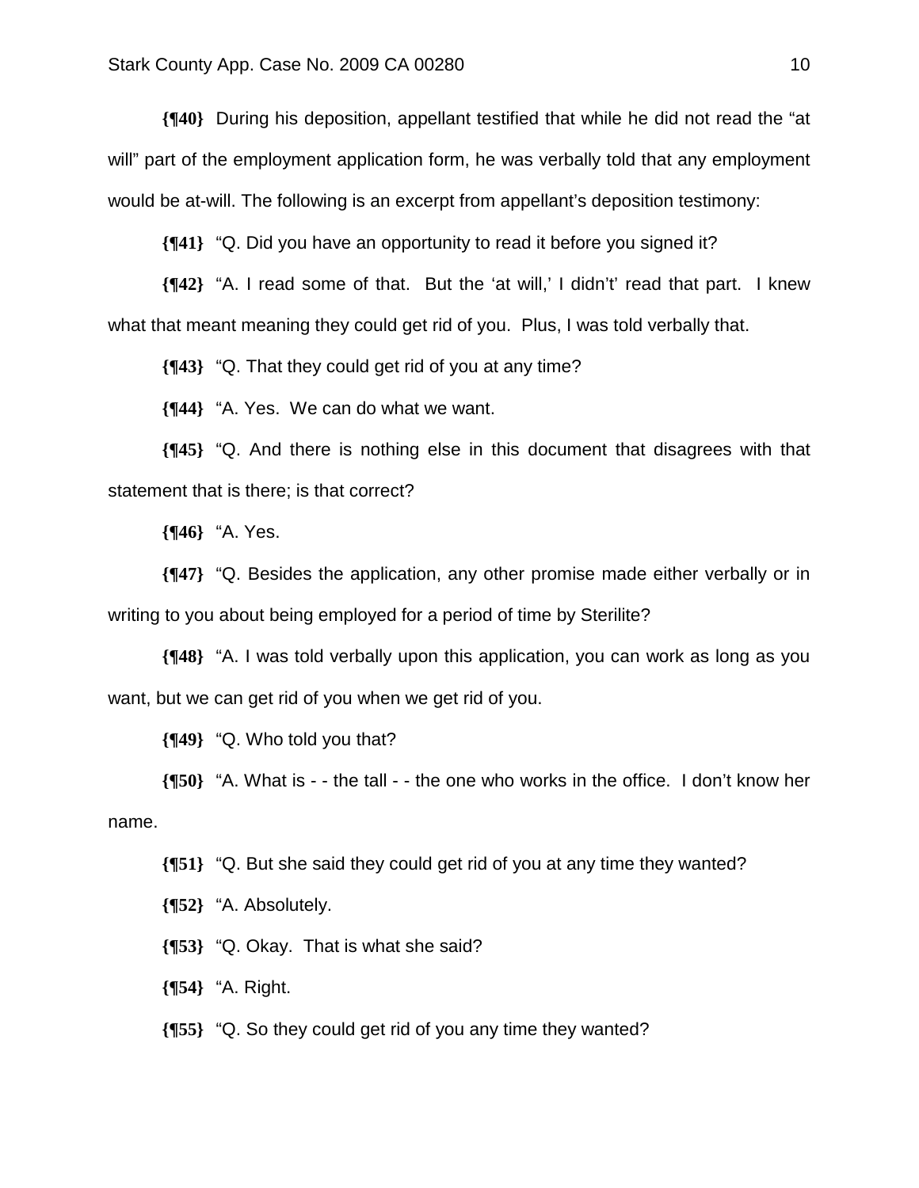**{¶40}** During his deposition, appellant testified that while he did not read the "at will" part of the employment application form, he was verbally told that any employment would be at-will. The following is an excerpt from appellant's deposition testimony:

**{¶41}** "Q. Did you have an opportunity to read it before you signed it?

**{¶42}** "A. I read some of that. But the 'at will,' I didn't' read that part. I knew what that meant meaning they could get rid of you. Plus, I was told verbally that.

**{¶43}** "Q. That they could get rid of you at any time?

**{¶44}** "A. Yes. We can do what we want.

**{¶45}** "Q. And there is nothing else in this document that disagrees with that statement that is there; is that correct?

**{¶46}** "A. Yes.

**{¶47}** "Q. Besides the application, any other promise made either verbally or in writing to you about being employed for a period of time by Sterilite?

**{¶48}** "A. I was told verbally upon this application, you can work as long as you want, but we can get rid of you when we get rid of you.

**{¶49}** "Q. Who told you that?

**{¶50}** "A. What is - - the tall - - the one who works in the office. I don't know her name.

**{¶51}** "Q. But she said they could get rid of you at any time they wanted?

**{¶52}** "A. Absolutely.

**{¶53}** "Q. Okay. That is what she said?

**{¶54}** "A. Right.

**{¶55}** "Q. So they could get rid of you any time they wanted?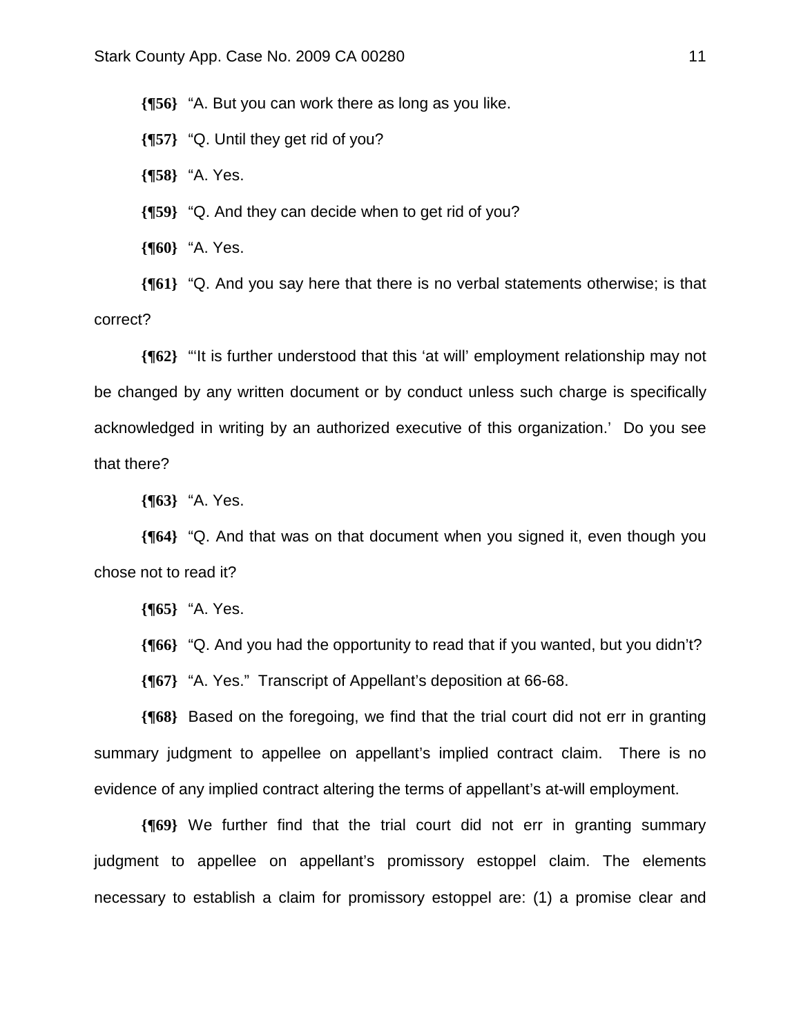**{¶56}** "A. But you can work there as long as you like.

**{¶57}** "Q. Until they get rid of you?

**{¶58}** "A. Yes.

**{¶59}** "Q. And they can decide when to get rid of you?

**{¶60}** "A. Yes.

**{¶61}** "Q. And you say here that there is no verbal statements otherwise; is that correct?

**{¶62}** "'It is further understood that this 'at will' employment relationship may not be changed by any written document or by conduct unless such charge is specifically acknowledged in writing by an authorized executive of this organization.' Do you see that there?

**{¶63}** "A. Yes.

**{¶64}** "Q. And that was on that document when you signed it, even though you chose not to read it?

**{¶65}** "A. Yes.

**{¶66}** "Q. And you had the opportunity to read that if you wanted, but you didn't?

**{¶67}** "A. Yes." Transcript of Appellant's deposition at 66-68.

**{¶68}** Based on the foregoing, we find that the trial court did not err in granting summary judgment to appellee on appellant's implied contract claim. There is no evidence of any implied contract altering the terms of appellant's at-will employment.

**{¶69}** We further find that the trial court did not err in granting summary judgment to appellee on appellant's promissory estoppel claim. The elements necessary to establish a claim for promissory estoppel are: (1) a promise clear and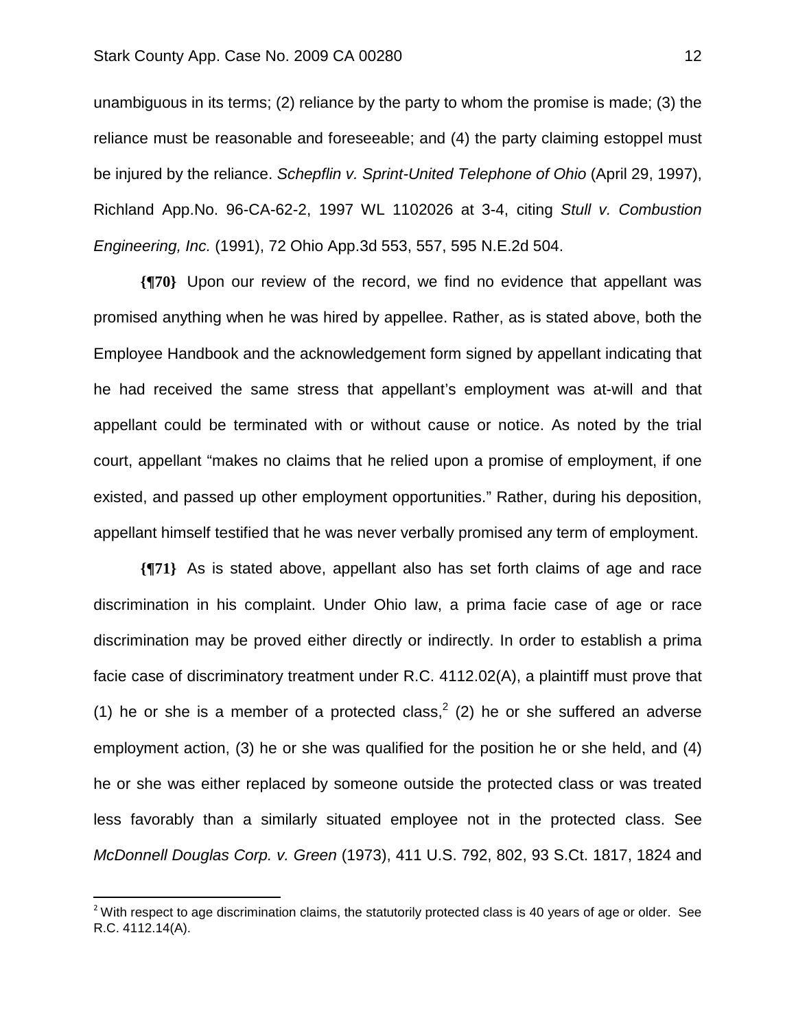unambiguous in its terms; (2) reliance by the party to whom the promise is made; (3) the reliance must be reasonable and foreseeable; and (4) the party claiming estoppel must be injured by the reliance. *Schepflin v. Sprint-United Telephone of Ohio* (April 29, 1997), Richland App.No. 96-CA-62-2, 1997 WL 1102026 at 3-4, citing *Stull v. Combustion Engineering, Inc.* (1991), 72 Ohio App.3d 553, 557, 595 N.E.2d 504.

**{¶70}** Upon our review of the record, we find no evidence that appellant was promised anything when he was hired by appellee. Rather, as is stated above, both the Employee Handbook and the acknowledgement form signed by appellant indicating that he had received the same stress that appellant's employment was at-will and that appellant could be terminated with or without cause or notice. As noted by the trial court, appellant "makes no claims that he relied upon a promise of employment, if one existed, and passed up other employment opportunities." Rather, during his deposition, appellant himself testified that he was never verbally promised any term of employment.

**{¶71}** As is stated above, appellant also has set forth claims of age and race discrimination in his complaint. Under Ohio law, a prima facie case of age or race discrimination may be proved either directly or indirectly. In order to establish a prima facie case of discriminatory treatment under R.C. 4112.02(A), a plaintiff must prove that (1) he or she is a member of a protected class,[2] (2) he or she suffered an adverse employment action, (3) he or she was qualified for the position he or she held, and (4) he or she was either replaced by someone outside the protected class or was treated less favorably than a similarly situated employee not in the protected class. See *McDonnell Douglas Corp. v. Green* (1973), 411 U.S. 792, 802, 93 S.Ct. 1817, 1824 and

---

[2] With respect to age discrimination claims, the statutorily protected class is 40 years of age or older. See R.C. 4112.14(A).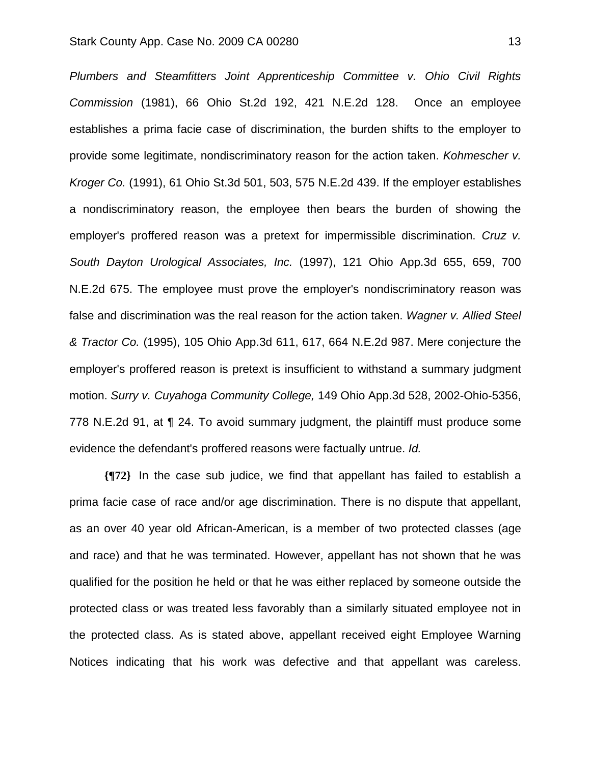*Plumbers and Steamfitters Joint Apprenticeship Committee v. Ohio Civil Rights Commission* (1981), 66 Ohio St.2d 192, 421 N.E.2d 128. Once an employee establishes a prima facie case of discrimination, the burden shifts to the employer to provide some legitimate, nondiscriminatory reason for the action taken. *Kohmescher v. Kroger Co.* (1991), 61 Ohio St.3d 501, 503, 575 N.E.2d 439. If the employer establishes a nondiscriminatory reason, the employee then bears the burden of showing the employer's proffered reason was a pretext for impermissible discrimination. *Cruz v. South Dayton Urological Associates, Inc.* (1997), 121 Ohio App.3d 655, 659, 700 N.E.2d 675. The employee must prove the employer's nondiscriminatory reason was false and discrimination was the real reason for the action taken. *Wagner v. Allied Steel & Tractor Co.* (1995), 105 Ohio App.3d 611, 617, 664 N.E.2d 987. Mere conjecture the employer's proffered reason is pretext is insufficient to withstand a summary judgment motion. *Surry v. Cuyahoga Community College,* 149 Ohio App.3d 528, 2002-Ohio-5356, 778 N.E.2d 91, at ¶ 24. To avoid summary judgment, the plaintiff must produce some evidence the defendant's proffered reasons were factually untrue. *Id.*

**{¶72}** In the case sub judice, we find that appellant has failed to establish a prima facie case of race and/or age discrimination. There is no dispute that appellant, as an over 40 year old African-American, is a member of two protected classes (age and race) and that he was terminated. However, appellant has not shown that he was qualified for the position he held or that he was either replaced by someone outside the protected class or was treated less favorably than a similarly situated employee not in the protected class. As is stated above, appellant received eight Employee Warning Notices indicating that his work was defective and that appellant was careless.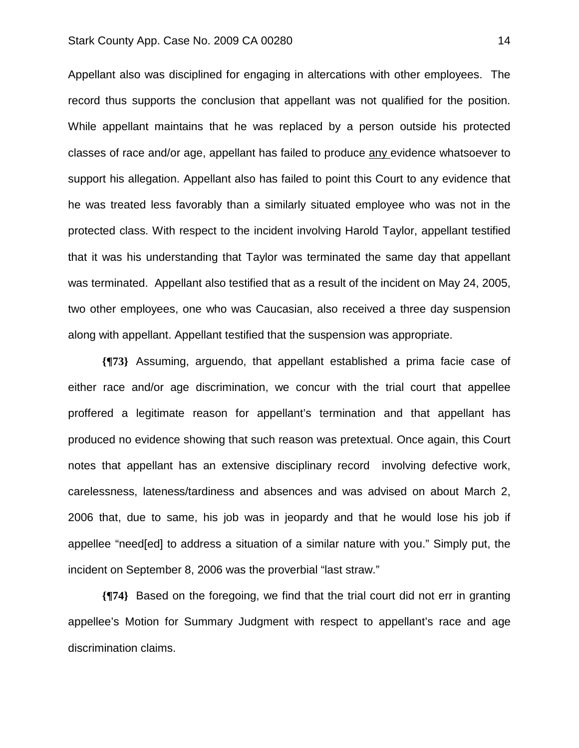Appellant also was disciplined for engaging in altercations with other employees. The record thus supports the conclusion that appellant was not qualified for the position. While appellant maintains that he was replaced by a person outside his protected classes of race and/or age, appellant has failed to produce any evidence whatsoever to support his allegation. Appellant also has failed to point this Court to any evidence that he was treated less favorably than a similarly situated employee who was not in the protected class. With respect to the incident involving Harold Taylor, appellant testified that it was his understanding that Taylor was terminated the same day that appellant was terminated. Appellant also testified that as a result of the incident on May 24, 2005, two other employees, one who was Caucasian, also received a three day suspension along with appellant. Appellant testified that the suspension was appropriate.

**{¶73}** Assuming, arguendo, that appellant established a prima facie case of either race and/or age discrimination, we concur with the trial court that appellee proffered a legitimate reason for appellant's termination and that appellant has produced no evidence showing that such reason was pretextual. Once again, this Court notes that appellant has an extensive disciplinary record involving defective work, carelessness, lateness/tardiness and absences and was advised on about March 2, 2006 that, due to same, his job was in jeopardy and that he would lose his job if appellee "need[ed] to address a situation of a similar nature with you." Simply put, the incident on September 8, 2006 was the proverbial "last straw."

**{¶74}** Based on the foregoing, we find that the trial court did not err in granting appellee's Motion for Summary Judgment with respect to appellant's race and age discrimination claims.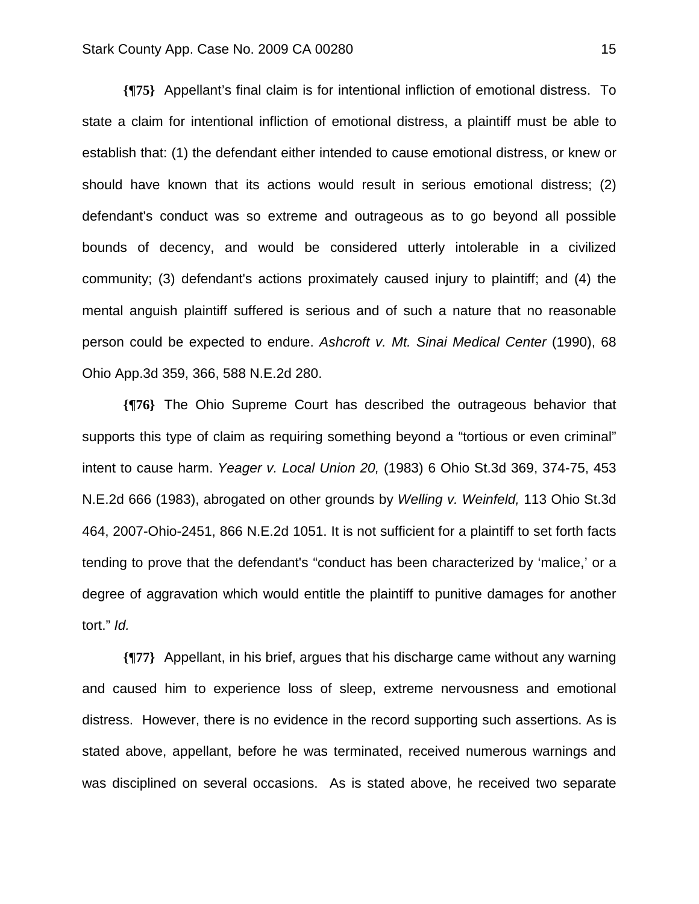**{¶75}** Appellant's final claim is for intentional infliction of emotional distress. To state a claim for intentional infliction of emotional distress, a plaintiff must be able to establish that: (1) the defendant either intended to cause emotional distress, or knew or should have known that its actions would result in serious emotional distress; (2) defendant's conduct was so extreme and outrageous as to go beyond all possible bounds of decency, and would be considered utterly intolerable in a civilized community; (3) defendant's actions proximately caused injury to plaintiff; and (4) the mental anguish plaintiff suffered is serious and of such a nature that no reasonable person could be expected to endure. *Ashcroft v. Mt. Sinai Medical Center* (1990), 68 Ohio App.3d 359, 366, 588 N.E.2d 280.

**{¶76}** The Ohio Supreme Court has described the outrageous behavior that supports this type of claim as requiring something beyond a "tortious or even criminal" intent to cause harm. *Yeager v. Local Union 20,* (1983) 6 Ohio St.3d 369, 374-75, 453 N.E.2d 666 (1983), abrogated on other grounds by *Welling v. Weinfeld,* 113 Ohio St.3d 464, 2007-Ohio-2451, 866 N.E.2d 1051. It is not sufficient for a plaintiff to set forth facts tending to prove that the defendant's "conduct has been characterized by 'malice,' or a degree of aggravation which would entitle the plaintiff to punitive damages for another tort." *Id.*

**{¶77}** Appellant, in his brief, argues that his discharge came without any warning and caused him to experience loss of sleep, extreme nervousness and emotional distress. However, there is no evidence in the record supporting such assertions. As is stated above, appellant, before he was terminated, received numerous warnings and was disciplined on several occasions. As is stated above, he received two separate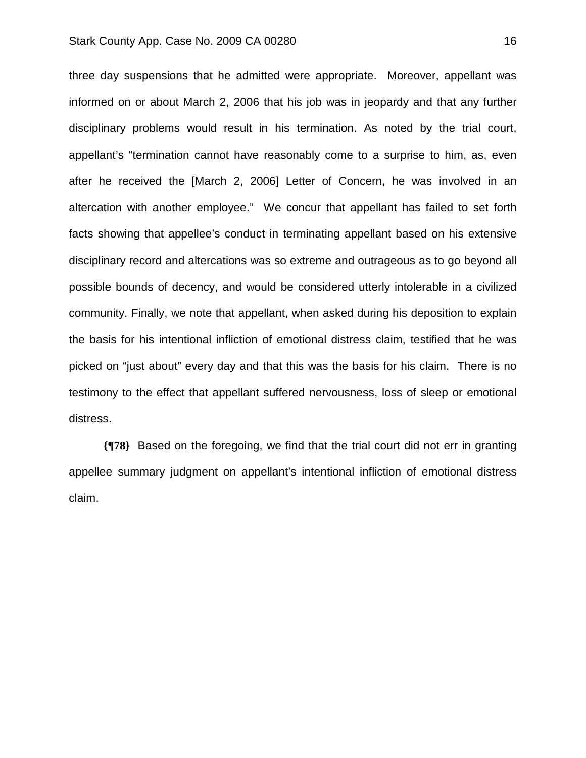three day suspensions that he admitted were appropriate. Moreover, appellant was informed on or about March 2, 2006 that his job was in jeopardy and that any further disciplinary problems would result in his termination. As noted by the trial court, appellant's "termination cannot have reasonably come to a surprise to him, as, even after he received the [March 2, 2006] Letter of Concern, he was involved in an altercation with another employee." We concur that appellant has failed to set forth facts showing that appellee's conduct in terminating appellant based on his extensive disciplinary record and altercations was so extreme and outrageous as to go beyond all possible bounds of decency, and would be considered utterly intolerable in a civilized community. Finally, we note that appellant, when asked during his deposition to explain the basis for his intentional infliction of emotional distress claim, testified that he was picked on "just about" every day and that this was the basis for his claim. There is no testimony to the effect that appellant suffered nervousness, loss of sleep or emotional distress.

**{¶78}** Based on the foregoing, we find that the trial court did not err in granting appellee summary judgment on appellant's intentional infliction of emotional distress claim.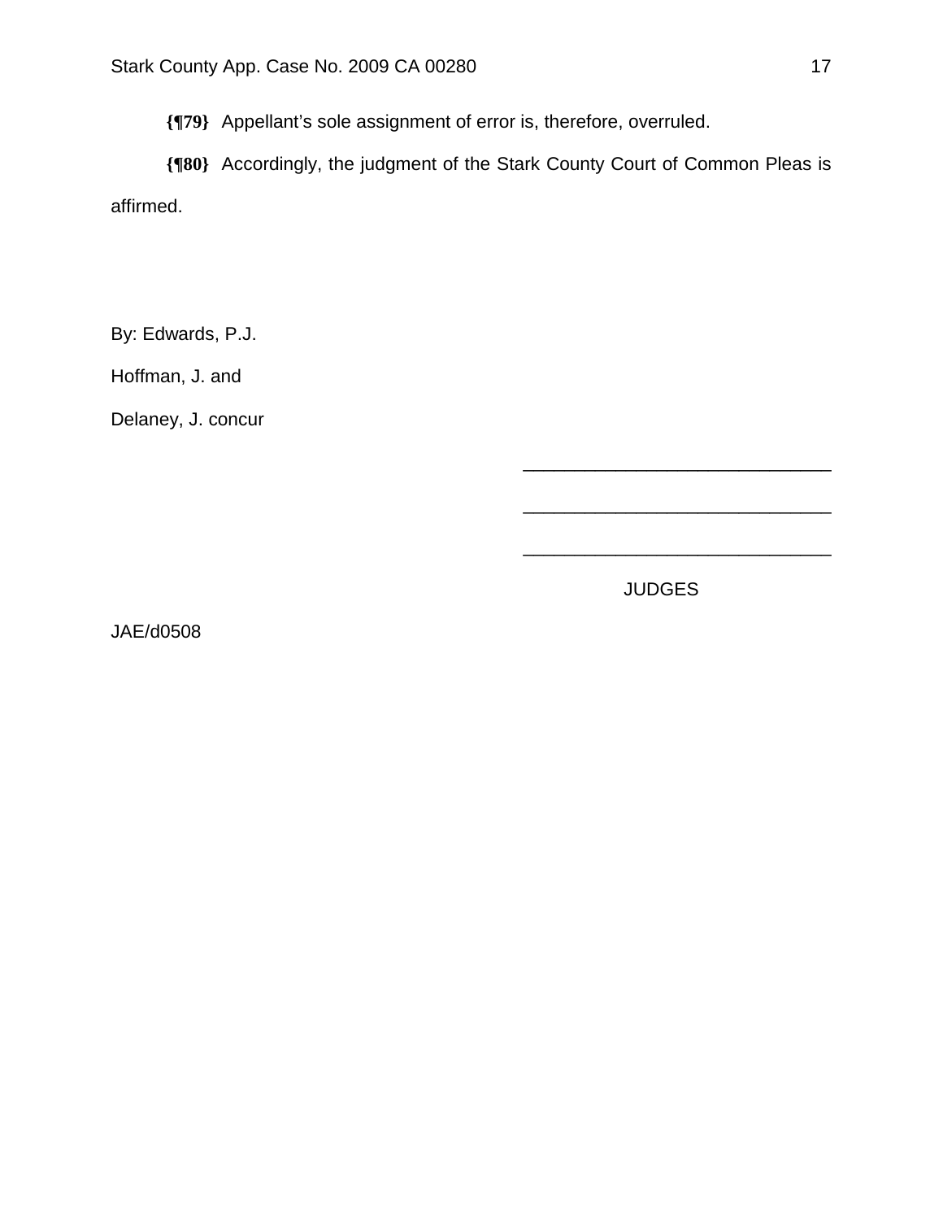**{¶79}** Appellant's sole assignment of error is, therefore, overruled.

**{¶80}** Accordingly, the judgment of the Stark County Court of Common Pleas is affirmed.

By: Edwards, P.J.

Hoffman, J. and

Delaney, J. concur

\_\_\_\_\_\_\_\_\_\_\_\_\_\_\_\_\_\_\_\_\_\_\_\_\_\_\_\_\_\_\_\_

\_\_\_\_\_\_\_\_\_\_\_\_\_\_\_\_\_\_\_\_\_\_\_\_\_\_\_\_\_\_\_\_

\_\_\_\_\_\_\_\_\_\_\_\_\_\_\_\_\_\_\_\_\_\_\_\_\_\_\_\_\_\_\_\_

JUDGES

JAE/d0508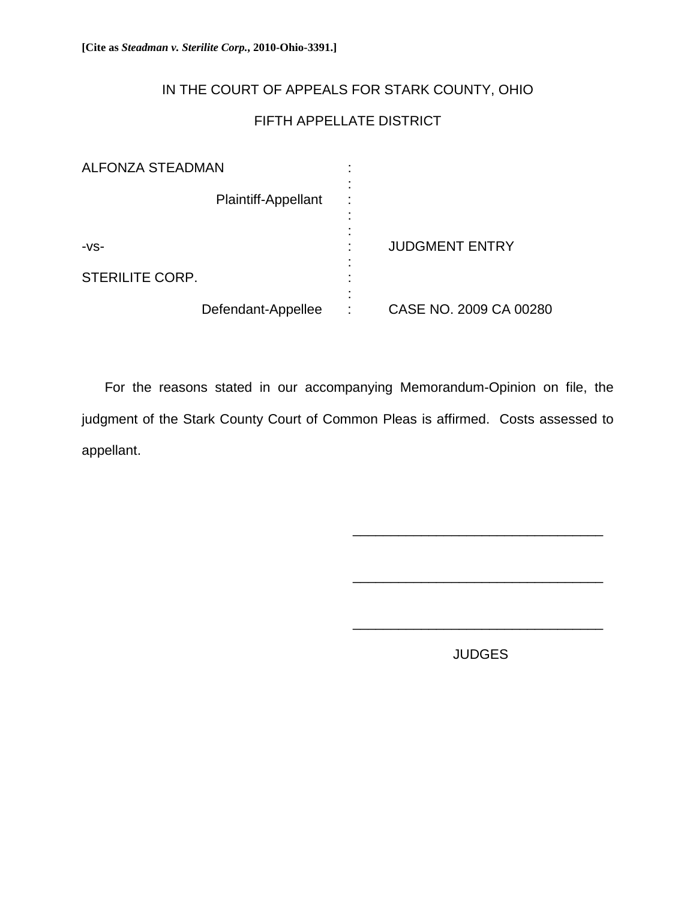**[Cite as *Steadman v. Sterilite Corp.*, 2010-Ohio-3391.]**

IN THE COURT OF APPEALS FOR STARK COUNTY, OHIO

FIFTH APPELLATE DISTRICT

| | | |
|---|---|---|
| ALFONZA STEADMAN | : | |
| Plaintiff-Appellant | : | |
| -vs- | : | JUDGMENT ENTRY |
| STERILITE CORP. | : | |
| Defendant-Appellee | : | CASE NO. 2009 CA 00280 |

For the reasons stated in our accompanying Memorandum-Opinion on file, the judgment of the Stark County Court of Common Pleas is affirmed. Costs assessed to appellant.

\_\_\_\_\_\_\_\_\_\_\_\_\_\_\_\_\_\_\_\_\_\_\_\_\_\_\_\_\_\_\_\_\_

\_\_\_\_\_\_\_\_\_\_\_\_\_\_\_\_\_\_\_\_\_\_\_\_\_\_\_\_\_\_\_\_\_

\_\_\_\_\_\_\_\_\_\_\_\_\_\_\_\_\_\_\_\_\_\_\_\_\_\_\_\_\_\_\_\_\_

JUDGES